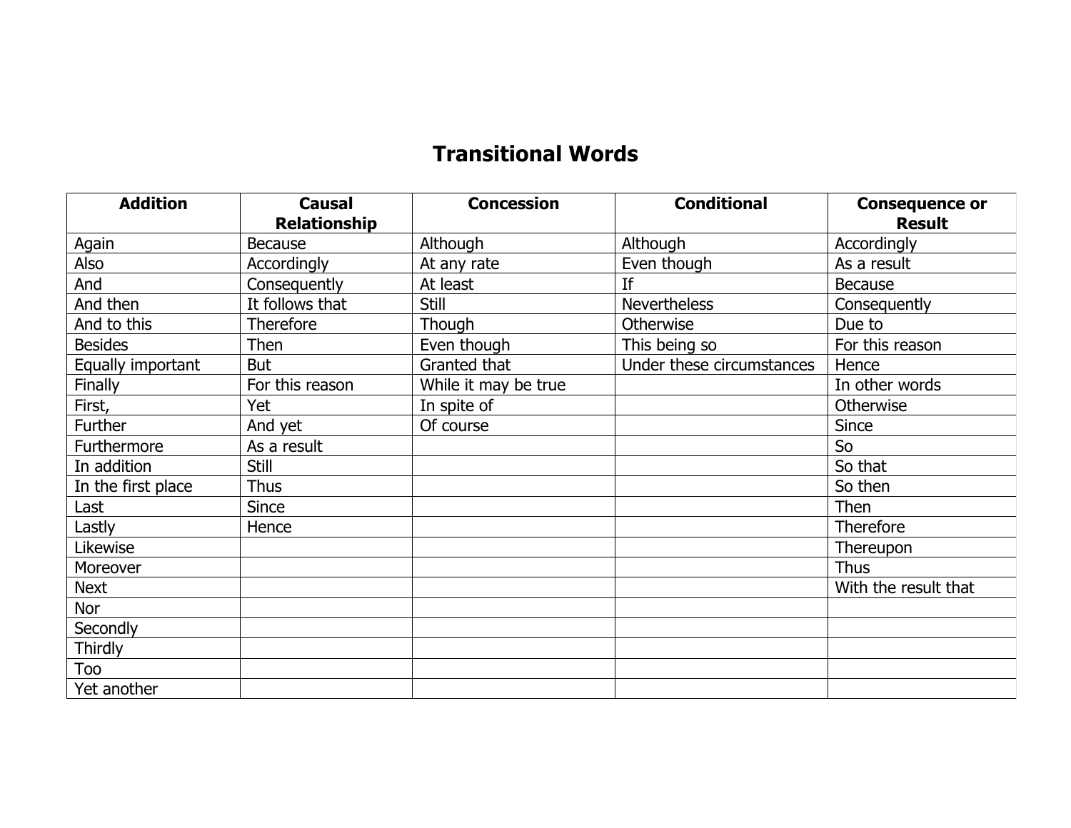# Transitional Words

| Addition | Causal Relationship | Concession | Conditional | Consequence or Result |
|---|---|---|---|---|
| Again | Because | Although | Although | Accordingly |
| Also | Accordingly | At any rate | Even though | As a result |
| And | Consequently | At least | If | Because |
| And then | It follows that | Still | Nevertheless | Consequently |
| And to this | Therefore | Though | Otherwise | Due to |
| Besides | Then | Even though | This being so | For this reason |
| Equally important | But | Granted that | Under these circumstances | Hence |
| Finally | For this reason | While it may be true | | In other words |
| First, | Yet | In spite of | | Otherwise |
| Further | And yet | Of course | | Since |
| Furthermore | As a result | | | So |
| In addition | Still | | | So that |
| In the first place | Thus | | | So then |
| Last | Since | | | Then |
| Lastly | Hence | | | Therefore |
| Likewise | | | | Thereupon |
| Moreover | | | | Thus |
| Next | | | | With the result that |
| Nor | | | | |
| Secondly | | | | |
| Thirdly | | | | |
| Too | | | | |
| Yet another | | | | |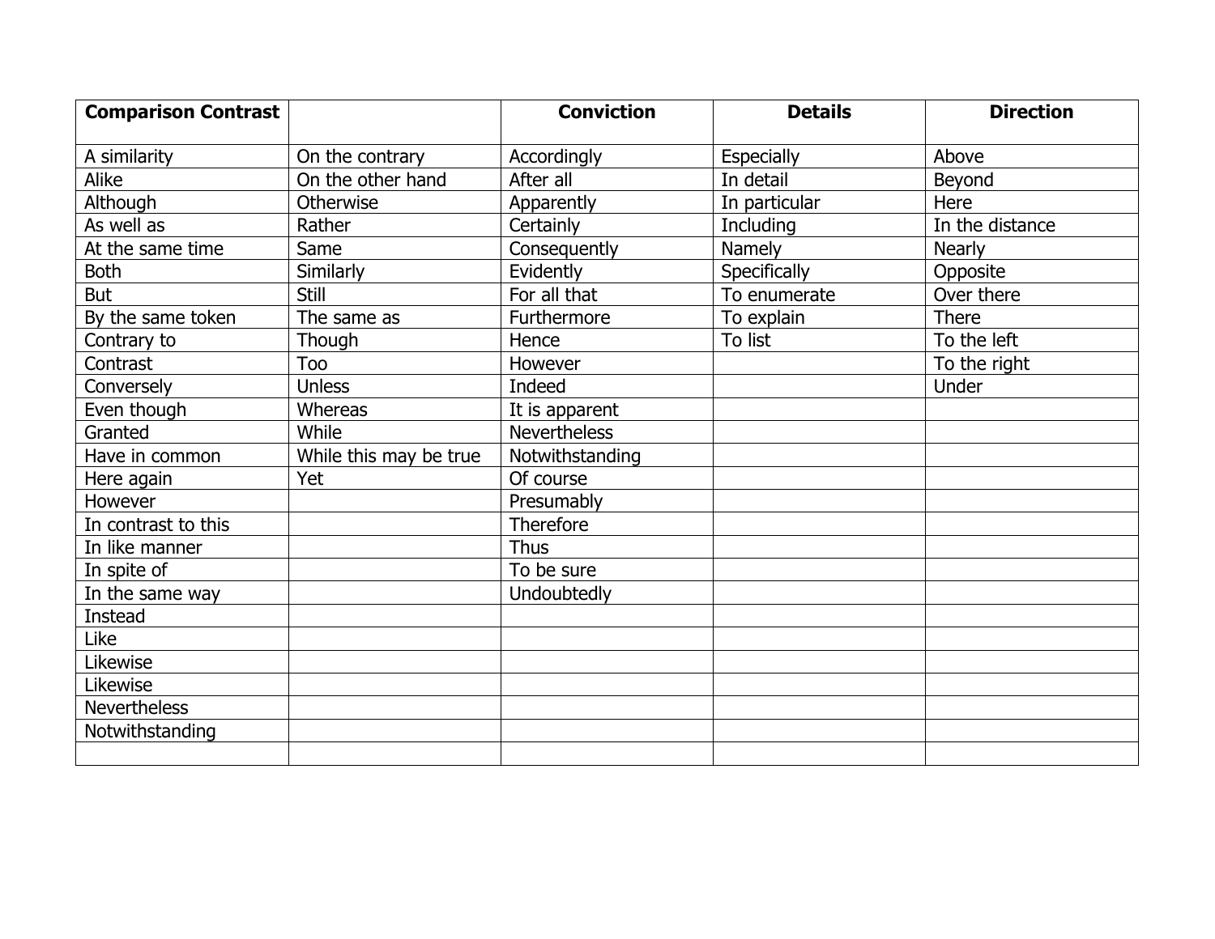| Comparison Contrast | | Conviction | Details | Direction |
|---|---|---|---|---|
| A similarity | On the contrary | Accordingly | Especially | Above |
| Alike | On the other hand | After all | In detail | Beyond |
| Although | Otherwise | Apparently | In particular | Here |
| As well as | Rather | Certainly | Including | In the distance |
| At the same time | Same | Consequently | Namely | Nearly |
| Both | Similarly | Evidently | Specifically | Opposite |
| But | Still | For all that | To enumerate | Over there |
| By the same token | The same as | Furthermore | To explain | There |
| Contrary to | Though | Hence | To list | To the left |
| Contrast | Too | However | | To the right |
| Conversely | Unless | Indeed | | Under |
| Even though | Whereas | It is apparent | | |
| Granted | While | Nevertheless | | |
| Have in common | While this may be true | Notwithstanding | | |
| Here again | Yet | Of course | | |
| However | | Presumably | | |
| In contrast to this | | Therefore | | |
| In like manner | | Thus | | |
| In spite of | | To be sure | | |
| In the same way | | Undoubtedly | | |
| Instead | | | | |
| Like | | | | |
| Likewise | | | | |
| Likewise | | | | |
| Nevertheless | | | | |
| Notwithstanding | | | | |
| | | | | |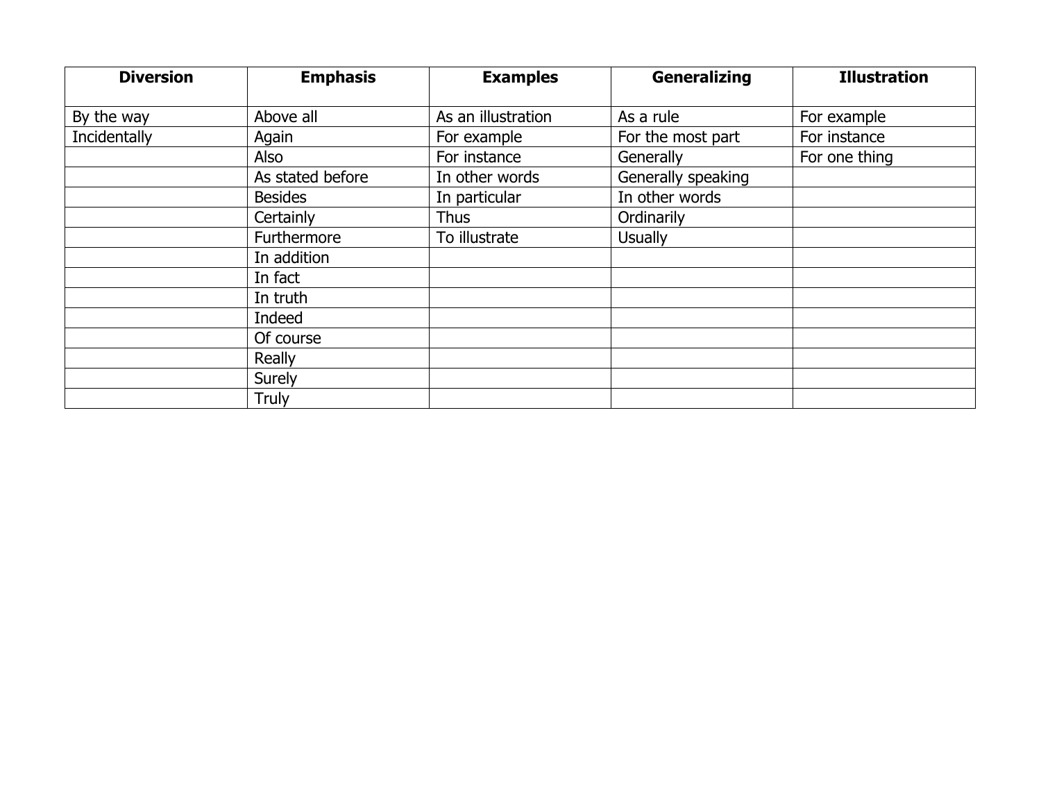| Diversion | Emphasis | Examples | Generalizing | Illustration |
| --- | --- | --- | --- | --- |
| By the way | Above all | As an illustration | As a rule | For example |
| Incidentally | Again | For example | For the most part | For instance |
| | Also | For instance | Generally | For one thing |
| | As stated before | In other words | Generally speaking | |
| | Besides | In particular | In other words | |
| | Certainly | Thus | Ordinarily | |
| | Furthermore | To illustrate | Usually | |
| | In addition | | | |
| | In fact | | | |
| | In truth | | | |
| | Indeed | | | |
| | Of course | | | |
| | Really | | | |
| | Surely | | | |
| | Truly | | | |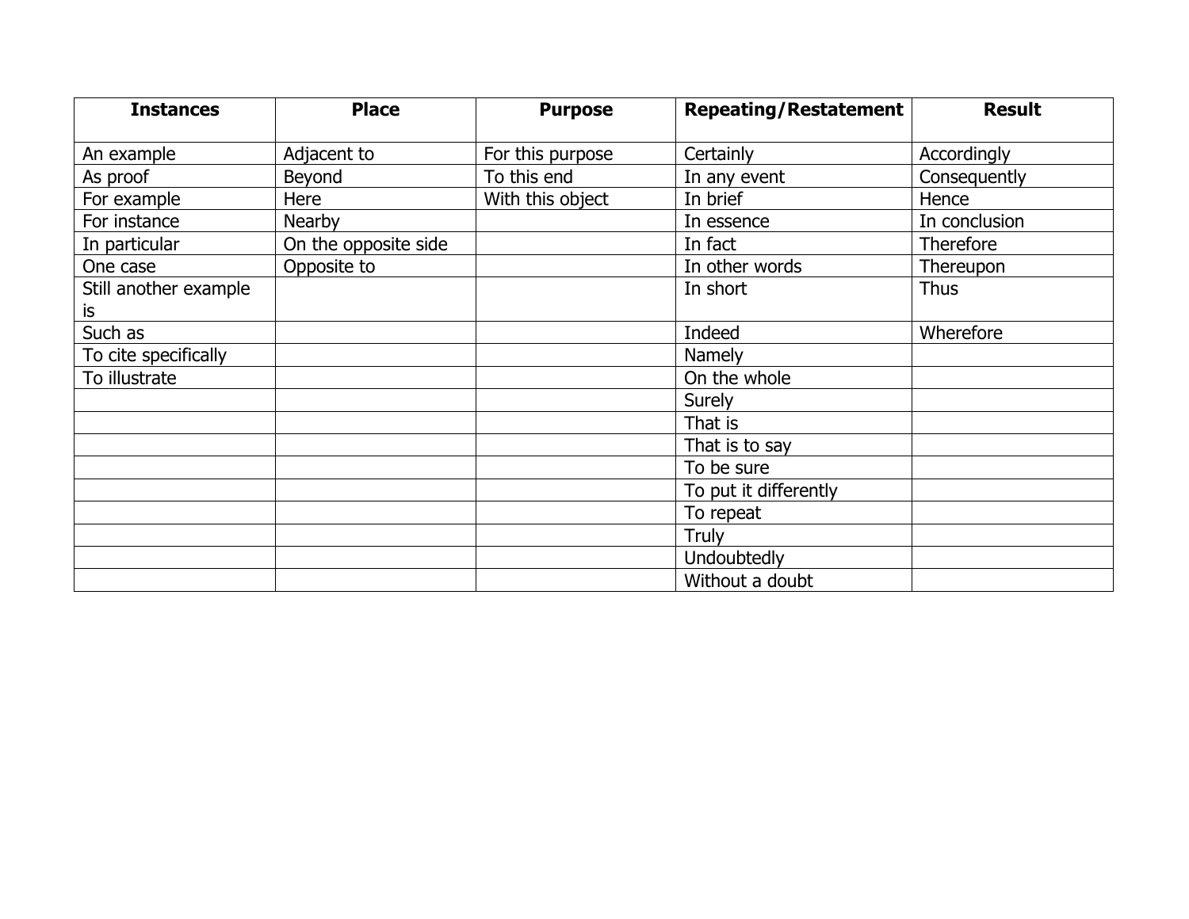| Instances | Place | Purpose | Repeating/Restatement | Result |
|---|---|---|---|---|
| An example | Adjacent to | For this purpose | Certainly | Accordingly |
| As proof | Beyond | To this end | In any event | Consequently |
| For example | Here | With this object | In brief | Hence |
| For instance | Nearby | | In essence | In conclusion |
| In particular | On the opposite side | | In fact | Therefore |
| One case | Opposite to | | In other words | Thereupon |
| Still another example is | | | In short | Thus |
| Such as | | | Indeed | Wherefore |
| To cite specifically | | | Namely | |
| To illustrate | | | On the whole | |
| | | | Surely | |
| | | | That is | |
| | | | That is to say | |
| | | | To be sure | |
| | | | To put it differently | |
| | | | To repeat | |
| | | | Truly | |
| | | | Undoubtedly | |
| | | | Without a doubt | |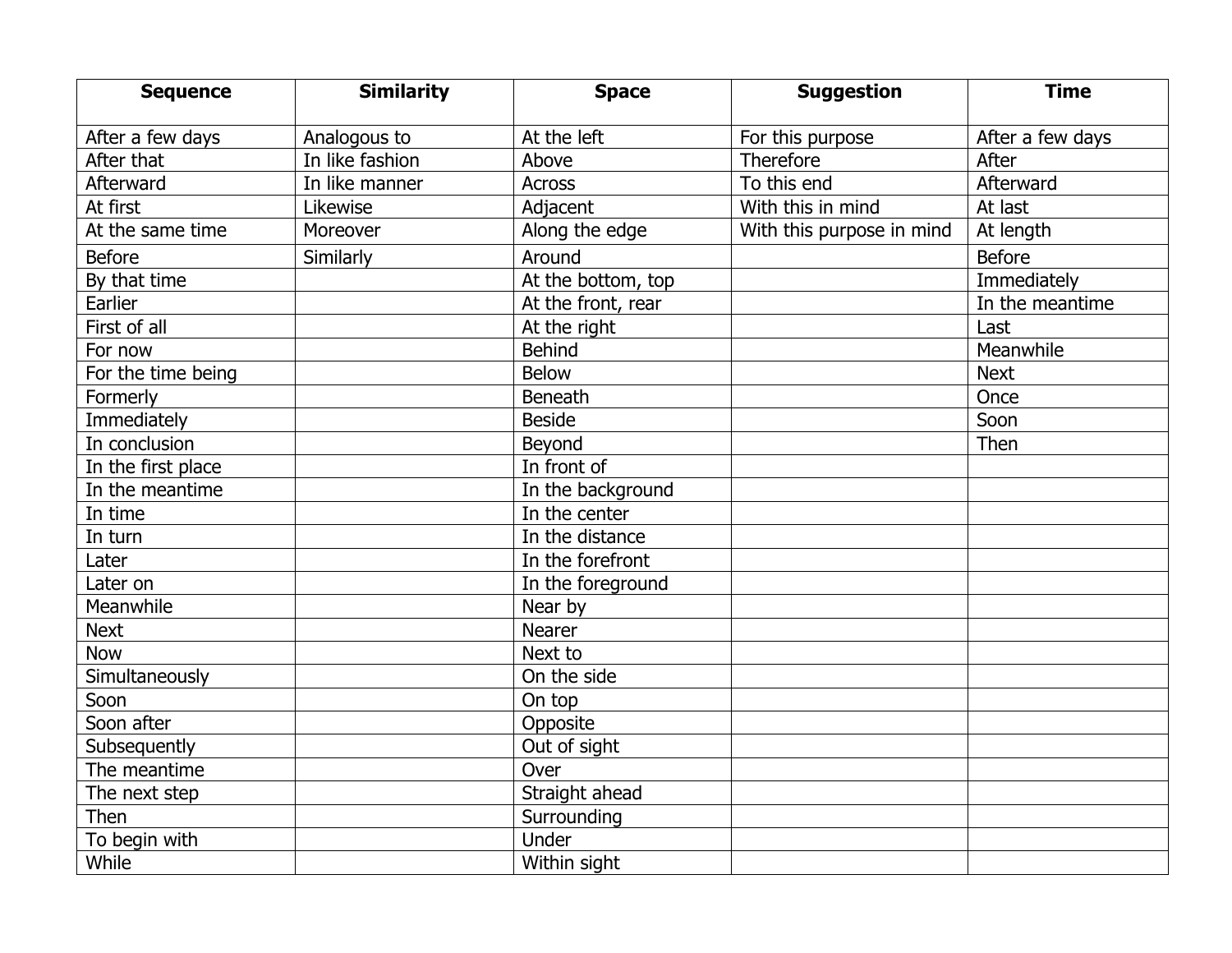| Sequence | Similarity | Space | Suggestion | Time |
|---|---|---|---|---|
| After a few days | Analogous to | At the left | For this purpose | After a few days |
| After that | In like fashion | Above | Therefore | After |
| Afterward | In like manner | Across | To this end | Afterward |
| At first | Likewise | Adjacent | With this in mind | At last |
| At the same time | Moreover | Along the edge | With this purpose in mind | At length |
| Before | Similarly | Around | | Before |
| By that time | | At the bottom, top | | Immediately |
| Earlier | | At the front, rear | | In the meantime |
| First of all | | At the right | | Last |
| For now | | Behind | | Meanwhile |
| For the time being | | Below | | Next |
| Formerly | | Beneath | | Once |
| Immediately | | Beside | | Soon |
| In conclusion | | Beyond | | Then |
| In the first place | | In front of | | |
| In the meantime | | In the background | | |
| In time | | In the center | | |
| In turn | | In the distance | | |
| Later | | In the forefront | | |
| Later on | | In the foreground | | |
| Meanwhile | | Near by | | |
| Next | | Nearer | | |
| Now | | Next to | | |
| Simultaneously | | On the side | | |
| Soon | | On top | | |
| Soon after | | Opposite | | |
| Subsequently | | Out of sight | | |
| The meantime | | Over | | |
| The next step | | Straight ahead | | |
| Then | | Surrounding | | |
| To begin with | | Under | | |
| While | | Within sight | | |